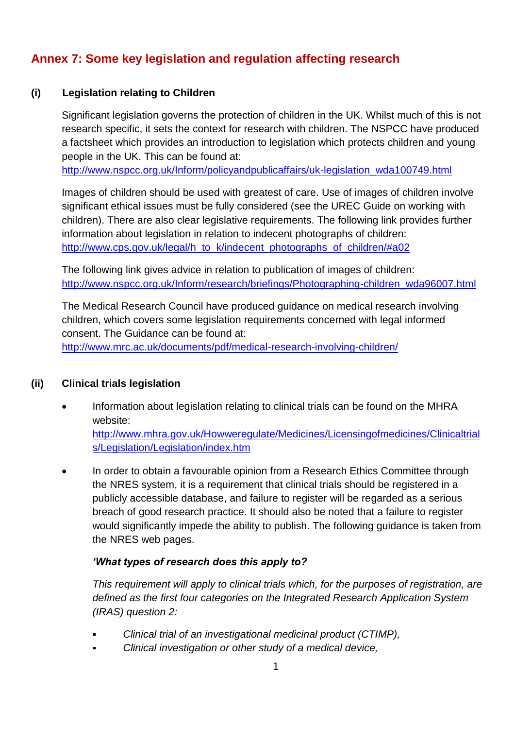# Annex 7: Some key legislation and regulation affecting research

## (i) Legislation relating to Children

Significant legislation governs the protection of children in the UK. Whilst much of this is not research specific, it sets the context for research with children. The NSPCC have produced a factsheet which provides an introduction to legislation which protects children and young people in the UK. This can be found at:
http://www.nspcc.org.uk/Inform/policyandpublicaffairs/uk-legislation_wda100749.html

Images of children should be used with greatest of care. Use of images of children involve significant ethical issues must be fully considered (see the UREC Guide on working with children). There are also clear legislative requirements. The following link provides further information about legislation in relation to indecent photographs of children:
http://www.cps.gov.uk/legal/h_to_k/indecent_photographs_of_children/#a02

The following link gives advice in relation to publication of images of children:
http://www.nspcc.org.uk/Inform/research/briefings/Photographing-children_wda96007.html

The Medical Research Council have produced guidance on medical research involving children, which covers some legislation requirements concerned with legal informed consent. The Guidance can be found at:
http://www.mrc.ac.uk/documents/pdf/medical-research-involving-children/

## (ii) Clinical trials legislation

- Information about legislation relating to clinical trials can be found on the MHRA website:
  http://www.mhra.gov.uk/Howweregulate/Medicines/Licensingofmedicines/Clinicaltrials/Legislation/Legislation/index.htm

- In order to obtain a favourable opinion from a Research Ethics Committee through the NRES system, it is a requirement that clinical trials should be registered in a publicly accessible database, and failure to register will be regarded as a serious breach of good research practice. It should also be noted that a failure to register would significantly impede the ability to publish. The following guidance is taken from the NRES web pages.

  ***'What types of research does this apply to?***

  *This requirement will apply to clinical trials which, for the purposes of registration, are defined as the first four categories on the Integrated Research Application System (IRAS) question 2:*

  - *Clinical trial of an investigational medicinal product (CTIMP),*
  - *Clinical investigation or other study of a medical device,*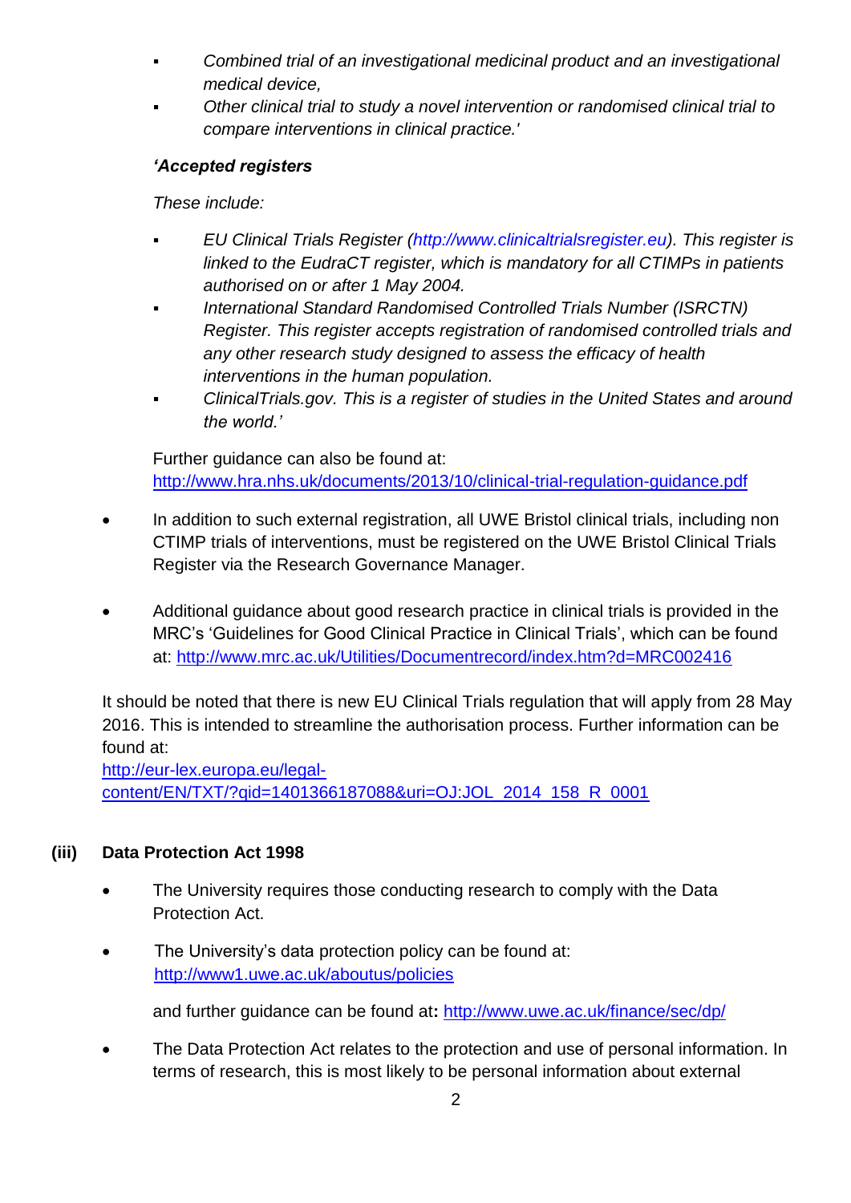- *Combined trial of an investigational medicinal product and an investigational medical device,*
- *Other clinical trial to study a novel intervention or randomised clinical trial to compare interventions in clinical practice.'*

***'Accepted registers***

*These include:*

- *EU Clinical Trials Register (http://www.clinicaltrialsregister.eu). This register is linked to the EudraCT register, which is mandatory for all CTIMPs in patients authorised on or after 1 May 2004.*
- *International Standard Randomised Controlled Trials Number (ISRCTN) Register. This register accepts registration of randomised controlled trials and any other research study designed to assess the efficacy of health interventions in the human population.*
- *ClinicalTrials.gov. This is a register of studies in the United States and around the world.'*

Further guidance can also be found at:
http://www.hra.nhs.uk/documents/2013/10/clinical-trial-regulation-guidance.pdf

- In addition to such external registration, all UWE Bristol clinical trials, including non CTIMP trials of interventions, must be registered on the UWE Bristol Clinical Trials Register via the Research Governance Manager.

- Additional guidance about good research practice in clinical trials is provided in the MRC's 'Guidelines for Good Clinical Practice in Clinical Trials', which can be found at: http://www.mrc.ac.uk/Utilities/Documentrecord/index.htm?d=MRC002416

It should be noted that there is new EU Clinical Trials regulation that will apply from 28 May 2016. This is intended to streamline the authorisation process. Further information can be found at:
http://eur-lex.europa.eu/legal-content/EN/TXT/?qid=1401366187088&uri=OJ:JOL_2014_158_R_0001

### (iii) Data Protection Act 1998

- The University requires those conducting research to comply with the Data Protection Act.

- The University's data protection policy can be found at: http://www1.uwe.ac.uk/aboutus/policies

  and further guidance can be found at**:** http://www.uwe.ac.uk/finance/sec/dp/

- The Data Protection Act relates to the protection and use of personal information. In terms of research, this is most likely to be personal information about external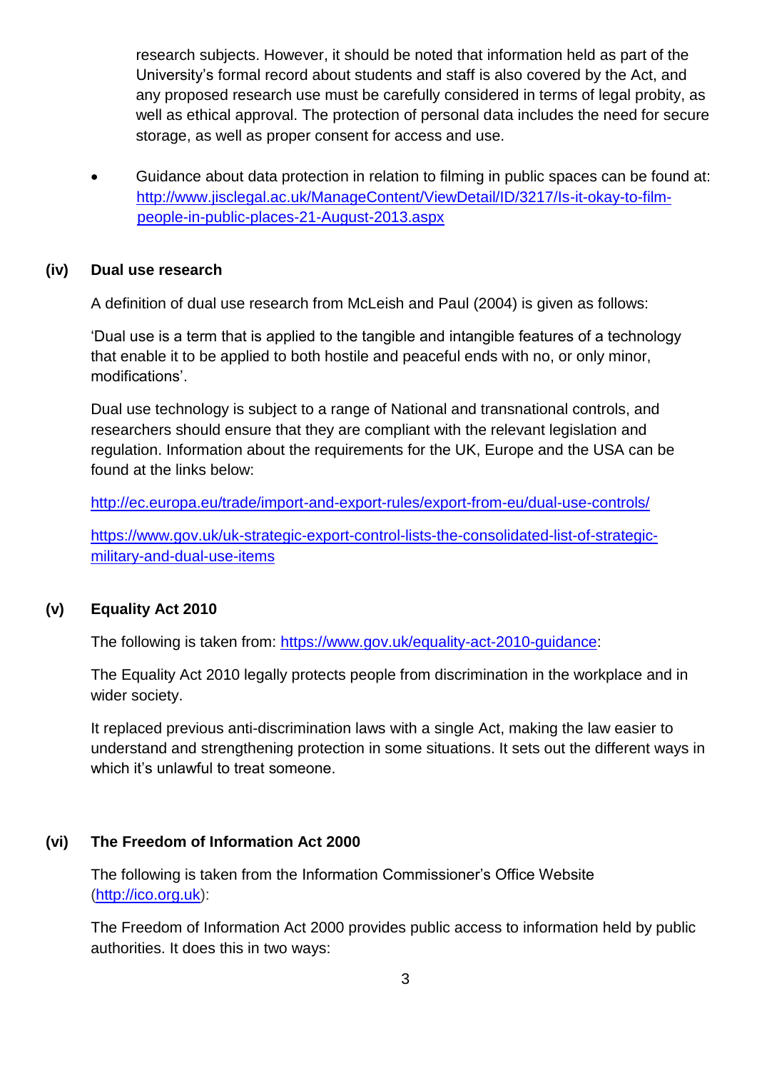research subjects. However, it should be noted that information held as part of the University's formal record about students and staff is also covered by the Act, and any proposed research use must be carefully considered in terms of legal probity, as well as ethical approval. The protection of personal data includes the need for secure storage, as well as proper consent for access and use.

- Guidance about data protection in relation to filming in public spaces can be found at: http://www.jisclegal.ac.uk/ManageContent/ViewDetail/ID/3217/Is-it-okay-to-film-people-in-public-places-21-August-2013.aspx

### (iv) Dual use research

A definition of dual use research from McLeish and Paul (2004) is given as follows:

'Dual use is a term that is applied to the tangible and intangible features of a technology that enable it to be applied to both hostile and peaceful ends with no, or only minor, modifications'.

Dual use technology is subject to a range of National and transnational controls, and researchers should ensure that they are compliant with the relevant legislation and regulation. Information about the requirements for the UK, Europe and the USA can be found at the links below:

http://ec.europa.eu/trade/import-and-export-rules/export-from-eu/dual-use-controls/

https://www.gov.uk/uk-strategic-export-control-lists-the-consolidated-list-of-strategic-military-and-dual-use-items

### (v) Equality Act 2010

The following is taken from: https://www.gov.uk/equality-act-2010-guidance:

The Equality Act 2010 legally protects people from discrimination in the workplace and in wider society.

It replaced previous anti-discrimination laws with a single Act, making the law easier to understand and strengthening protection in some situations. It sets out the different ways in which it's unlawful to treat someone.

### (vi) The Freedom of Information Act 2000

The following is taken from the Information Commissioner's Office Website (http://ico.org.uk):

The Freedom of Information Act 2000 provides public access to information held by public authorities. It does this in two ways: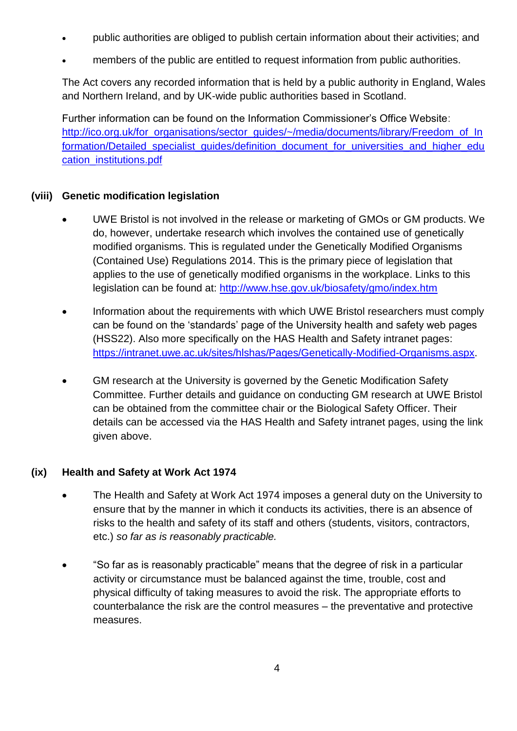- public authorities are obliged to publish certain information about their activities; and
- members of the public are entitled to request information from public authorities.

The Act covers any recorded information that is held by a public authority in England, Wales and Northern Ireland, and by UK-wide public authorities based in Scotland.

Further information can be found on the Information Commissioner's Office Website: http://ico.org.uk/for_organisations/sector_guides/~/media/documents/library/Freedom_of_Information/Detailed_specialist_guides/definition_document_for_universities_and_higher_education_institutions.pdf

### (viii) Genetic modification legislation

- UWE Bristol is not involved in the release or marketing of GMOs or GM products. We do, however, undertake research which involves the contained use of genetically modified organisms. This is regulated under the Genetically Modified Organisms (Contained Use) Regulations 2014. This is the primary piece of legislation that applies to the use of genetically modified organisms in the workplace. Links to this legislation can be found at: http://www.hse.gov.uk/biosafety/gmo/index.htm
- Information about the requirements with which UWE Bristol researchers must comply can be found on the 'standards' page of the University health and safety web pages (HSS22). Also more specifically on the HAS Health and Safety intranet pages: https://intranet.uwe.ac.uk/sites/hlshas/Pages/Genetically-Modified-Organisms.aspx.
- GM research at the University is governed by the Genetic Modification Safety Committee. Further details and guidance on conducting GM research at UWE Bristol can be obtained from the committee chair or the Biological Safety Officer. Their details can be accessed via the HAS Health and Safety intranet pages, using the link given above.

### (ix) Health and Safety at Work Act 1974

- The Health and Safety at Work Act 1974 imposes a general duty on the University to ensure that by the manner in which it conducts its activities, there is an absence of risks to the health and safety of its staff and others (students, visitors, contractors, etc.) *so far as is reasonably practicable.*
- "So far as is reasonably practicable" means that the degree of risk in a particular activity or circumstance must be balanced against the time, trouble, cost and physical difficulty of taking measures to avoid the risk. The appropriate efforts to counterbalance the risk are the control measures – the preventative and protective measures.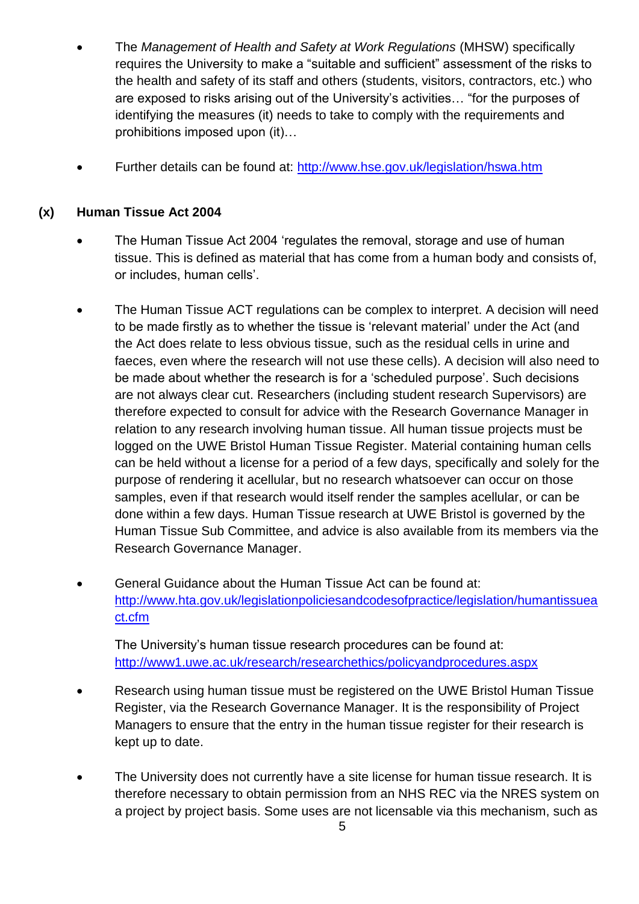- The *Management of Health and Safety at Work Regulations* (MHSW) specifically requires the University to make a "suitable and sufficient" assessment of the risks to the health and safety of its staff and others (students, visitors, contractors, etc.) who are exposed to risks arising out of the University's activities… "for the purposes of identifying the measures (it) needs to take to comply with the requirements and prohibitions imposed upon (it)…

- Further details can be found at: [http://www.hse.gov.uk/legislation/hswa.htm](http://www.hse.gov.uk/legislation/hswa.htm)

**(x) Human Tissue Act 2004**

- The Human Tissue Act 2004 'regulates the removal, storage and use of human tissue. This is defined as material that has come from a human body and consists of, or includes, human cells'.

- The Human Tissue ACT regulations can be complex to interpret. A decision will need to be made firstly as to whether the tissue is 'relevant material' under the Act (and the Act does relate to less obvious tissue, such as the residual cells in urine and faeces, even where the research will not use these cells). A decision will also need to be made about whether the research is for a 'scheduled purpose'. Such decisions are not always clear cut. Researchers (including student research Supervisors) are therefore expected to consult for advice with the Research Governance Manager in relation to any research involving human tissue. All human tissue projects must be logged on the UWE Bristol Human Tissue Register. Material containing human cells can be held without a license for a period of a few days, specifically and solely for the purpose of rendering it acellular, but no research whatsoever can occur on those samples, even if that research would itself render the samples acellular, or can be done within a few days. Human Tissue research at UWE Bristol is governed by the Human Tissue Sub Committee, and advice is also available from its members via the Research Governance Manager.

- General Guidance about the Human Tissue Act can be found at: [http://www.hta.gov.uk/legislationpoliciesandcodesofpractice/legislation/humantissueact.cfm](http://www.hta.gov.uk/legislationpoliciesandcodesofpractice/legislation/humantissueact.cfm)

  The University's human tissue research procedures can be found at: [http://www1.uwe.ac.uk/research/researchethics/policyandprocedures.aspx](http://www1.uwe.ac.uk/research/researchethics/policyandprocedures.aspx)

- Research using human tissue must be registered on the UWE Bristol Human Tissue Register, via the Research Governance Manager. It is the responsibility of Project Managers to ensure that the entry in the human tissue register for their research is kept up to date.

- The University does not currently have a site license for human tissue research. It is therefore necessary to obtain permission from an NHS REC via the NRES system on a project by project basis. Some uses are not licensable via this mechanism, such as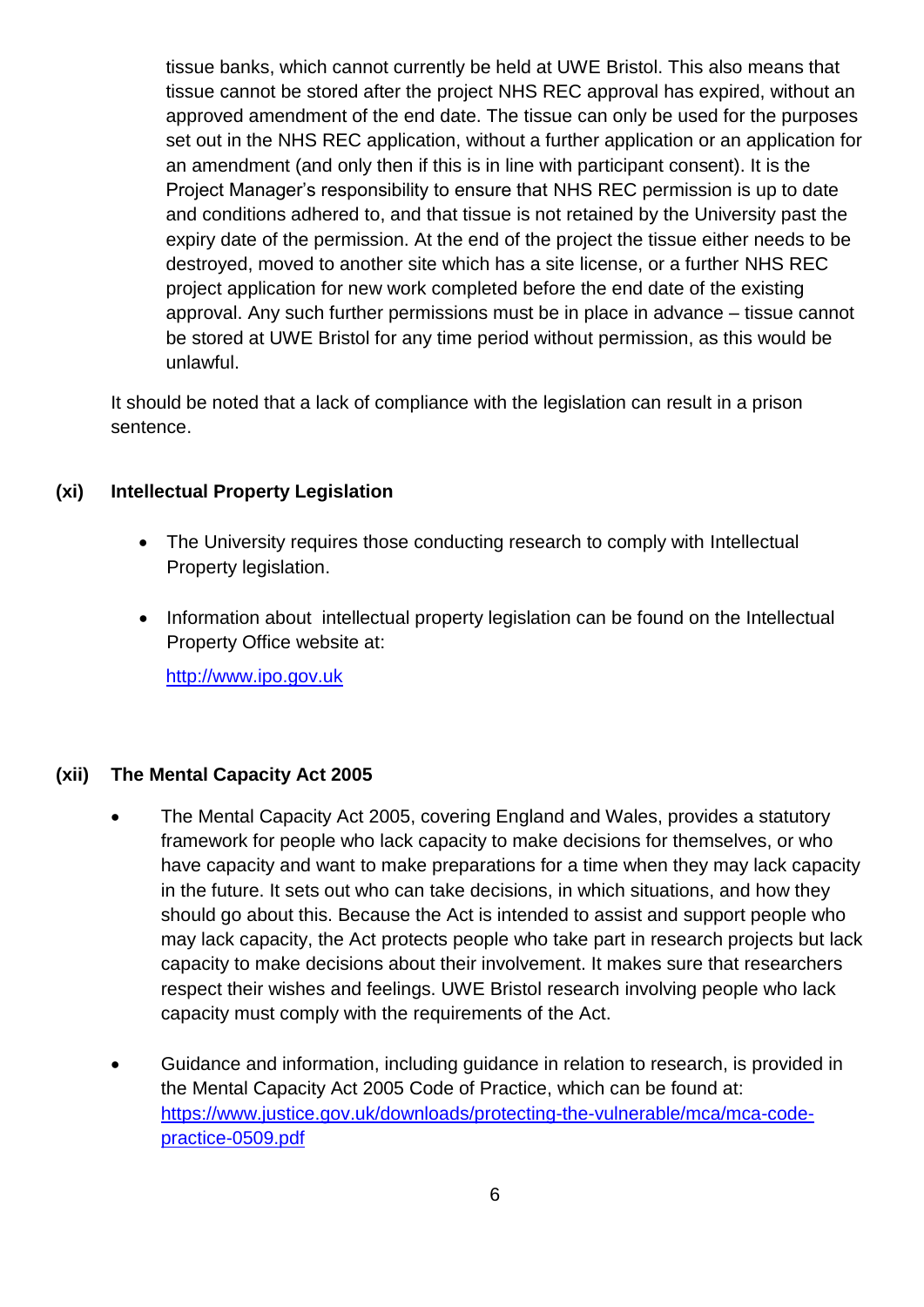tissue banks, which cannot currently be held at UWE Bristol. This also means that tissue cannot be stored after the project NHS REC approval has expired, without an approved amendment of the end date. The tissue can only be used for the purposes set out in the NHS REC application, without a further application or an application for an amendment (and only then if this is in line with participant consent). It is the Project Manager's responsibility to ensure that NHS REC permission is up to date and conditions adhered to, and that tissue is not retained by the University past the expiry date of the permission. At the end of the project the tissue either needs to be destroyed, moved to another site which has a site license, or a further NHS REC project application for new work completed before the end date of the existing approval. Any such further permissions must be in place in advance – tissue cannot be stored at UWE Bristol for any time period without permission, as this would be unlawful.

It should be noted that a lack of compliance with the legislation can result in a prison sentence.

### (xi) Intellectual Property Legislation

- The University requires those conducting research to comply with Intellectual Property legislation.
- Information about intellectual property legislation can be found on the Intellectual Property Office website at:

  [http://www.ipo.gov.uk](http://www.ipo.gov.uk)

### (xii) The Mental Capacity Act 2005

- The Mental Capacity Act 2005, covering England and Wales, provides a statutory framework for people who lack capacity to make decisions for themselves, or who have capacity and want to make preparations for a time when they may lack capacity in the future. It sets out who can take decisions, in which situations, and how they should go about this. Because the Act is intended to assist and support people who may lack capacity, the Act protects people who take part in research projects but lack capacity to make decisions about their involvement. It makes sure that researchers respect their wishes and feelings. UWE Bristol research involving people who lack capacity must comply with the requirements of the Act.
- Guidance and information, including guidance in relation to research, is provided in the Mental Capacity Act 2005 Code of Practice, which can be found at: [https://www.justice.gov.uk/downloads/protecting-the-vulnerable/mca/mca-code-practice-0509.pdf](https://www.justice.gov.uk/downloads/protecting-the-vulnerable/mca/mca-code-practice-0509.pdf)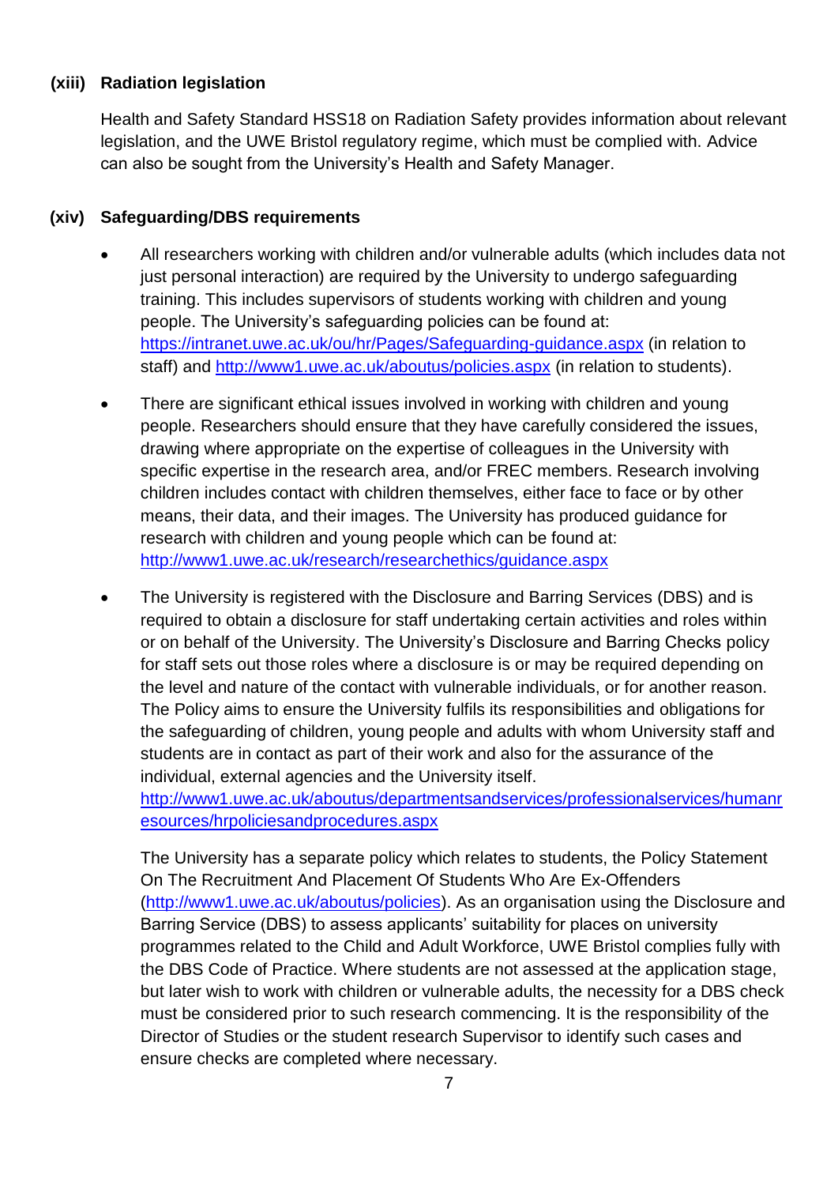### (xiii) Radiation legislation

Health and Safety Standard HSS18 on Radiation Safety provides information about relevant legislation, and the UWE Bristol regulatory regime, which must be complied with. Advice can also be sought from the University's Health and Safety Manager.

### (xiv) Safeguarding/DBS requirements

- All researchers working with children and/or vulnerable adults (which includes data not just personal interaction) are required by the University to undergo safeguarding training. This includes supervisors of students working with children and young people. The University's safeguarding policies can be found at: https://intranet.uwe.ac.uk/ou/hr/Pages/Safeguarding-guidance.aspx (in relation to staff) and http://www1.uwe.ac.uk/aboutus/policies.aspx (in relation to students).

- There are significant ethical issues involved in working with children and young people. Researchers should ensure that they have carefully considered the issues, drawing where appropriate on the expertise of colleagues in the University with specific expertise in the research area, and/or FREC members. Research involving children includes contact with children themselves, either face to face or by other means, their data, and their images. The University has produced guidance for research with children and young people which can be found at: http://www1.uwe.ac.uk/research/researchethics/guidance.aspx

- The University is registered with the Disclosure and Barring Services (DBS) and is required to obtain a disclosure for staff undertaking certain activities and roles within or on behalf of the University. The University's Disclosure and Barring Checks policy for staff sets out those roles where a disclosure is or may be required depending on the level and nature of the contact with vulnerable individuals, or for another reason. The Policy aims to ensure the University fulfils its responsibilities and obligations for the safeguarding of children, young people and adults with whom University staff and students are in contact as part of their work and also for the assurance of the individual, external agencies and the University itself. http://www1.uwe.ac.uk/aboutus/departmentsandservices/professionalservices/humanresources/hrpoliciesandprocedures.aspx

  The University has a separate policy which relates to students, the Policy Statement On The Recruitment And Placement Of Students Who Are Ex-Offenders (http://www1.uwe.ac.uk/aboutus/policies). As an organisation using the Disclosure and Barring Service (DBS) to assess applicants' suitability for places on university programmes related to the Child and Adult Workforce, UWE Bristol complies fully with the DBS Code of Practice. Where students are not assessed at the application stage, but later wish to work with children or vulnerable adults, the necessity for a DBS check must be considered prior to such research commencing. It is the responsibility of the Director of Studies or the student research Supervisor to identify such cases and ensure checks are completed where necessary.